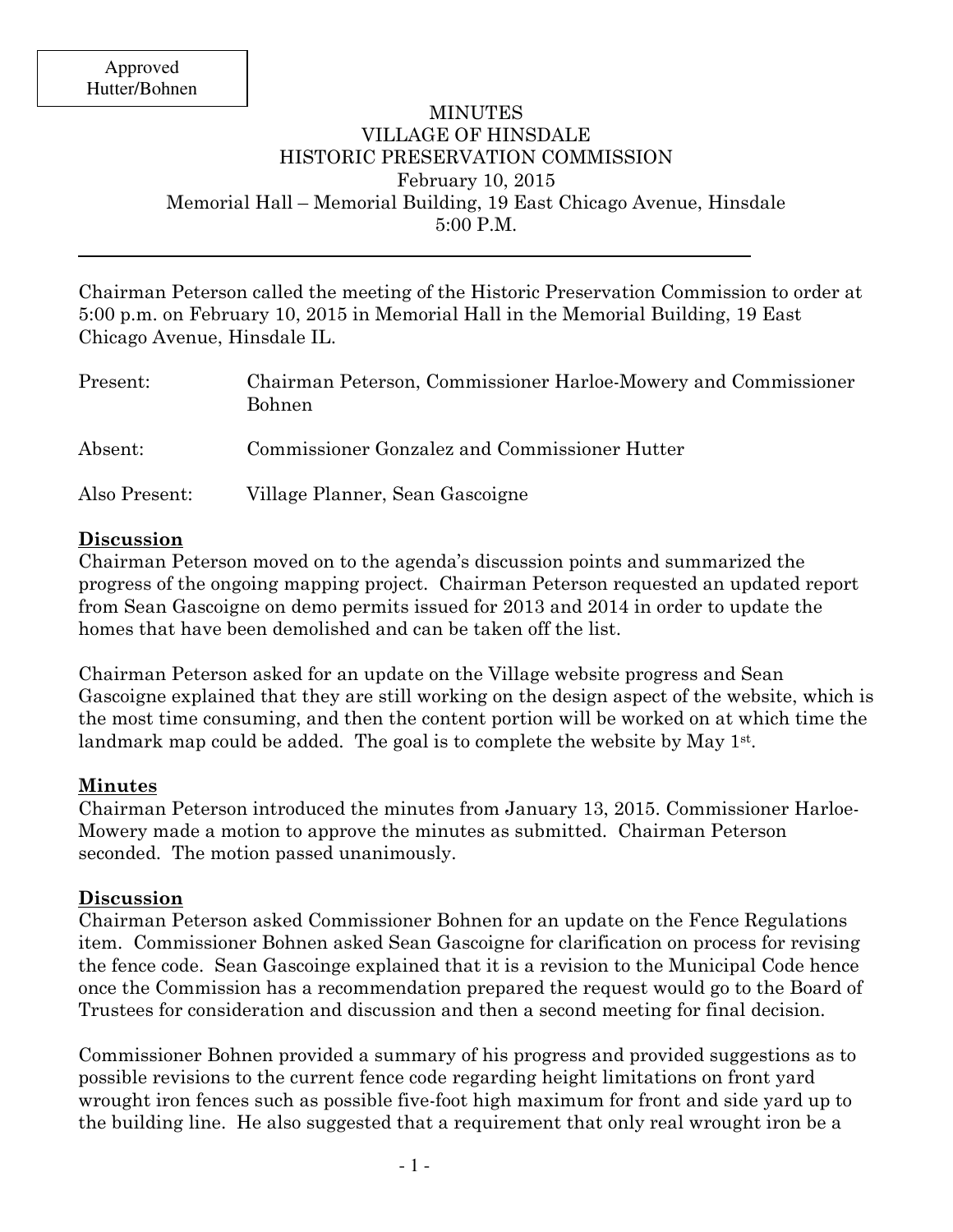Approved
Hutter/Bohnen

MINUTES
VILLAGE OF HINSDALE
HISTORIC PRESERVATION COMMISSION
February 10, 2015
Memorial Hall – Memorial Building, 19 East Chicago Avenue, Hinsdale
5:00 P.M.

---

Chairman Peterson called the meeting of the Historic Preservation Commission to order at 5:00 p.m. on February 10, 2015 in Memorial Hall in the Memorial Building, 19 East Chicago Avenue, Hinsdale IL.

| | |
|---|---|
| Present: | Chairman Peterson, Commissioner Harloe-Mowery and Commissioner Bohnen |
| Absent: | Commissioner Gonzalez and Commissioner Hutter |
| Also Present: | Village Planner, Sean Gascoigne |

**Discussion**

Chairman Peterson moved on to the agenda's discussion points and summarized the progress of the ongoing mapping project. Chairman Peterson requested an updated report from Sean Gascoigne on demo permits issued for 2013 and 2014 in order to update the homes that have been demolished and can be taken off the list.

Chairman Peterson asked for an update on the Village website progress and Sean Gascoigne explained that they are still working on the design aspect of the website, which is the most time consuming, and then the content portion will be worked on at which time the landmark map could be added. The goal is to complete the website by May 1st.

**Minutes**

Chairman Peterson introduced the minutes from January 13, 2015. Commissioner Harloe-Mowery made a motion to approve the minutes as submitted. Chairman Peterson seconded. The motion passed unanimously.

**Discussion**

Chairman Peterson asked Commissioner Bohnen for an update on the Fence Regulations item. Commissioner Bohnen asked Sean Gascoigne for clarification on process for revising the fence code. Sean Gascoinge explained that it is a revision to the Municipal Code hence once the Commission has a recommendation prepared the request would go to the Board of Trustees for consideration and discussion and then a second meeting for final decision.

Commissioner Bohnen provided a summary of his progress and provided suggestions as to possible revisions to the current fence code regarding height limitations on front yard wrought iron fences such as possible five-foot high maximum for front and side yard up to the building line. He also suggested that a requirement that only real wrought iron be a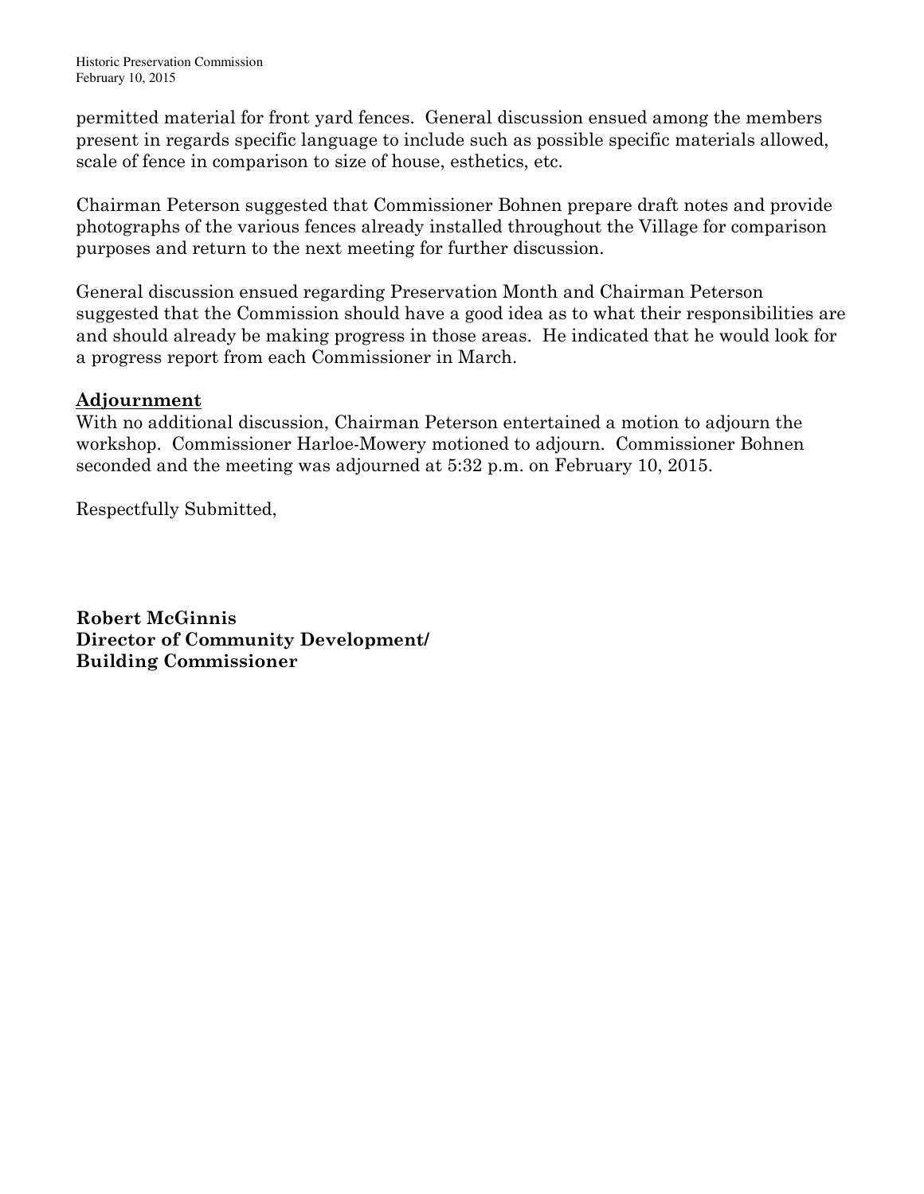permitted material for front yard fences. General discussion ensued among the members present in regards specific language to include such as possible specific materials allowed, scale of fence in comparison to size of house, esthetics, etc.

Chairman Peterson suggested that Commissioner Bohnen prepare draft notes and provide photographs of the various fences already installed throughout the Village for comparison purposes and return to the next meeting for further discussion.

General discussion ensued regarding Preservation Month and Chairman Peterson suggested that the Commission should have a good idea as to what their responsibilities are and should already be making progress in those areas. He indicated that he would look for a progress report from each Commissioner in March.

## Adjournment

With no additional discussion, Chairman Peterson entertained a motion to adjourn the workshop. Commissioner Harloe-Mowery motioned to adjourn. Commissioner Bohnen seconded and the meeting was adjourned at 5:32 p.m. on February 10, 2015.

Respectfully Submitted,

**Robert McGinnis**
**Director of Community Development/**
**Building Commissioner**